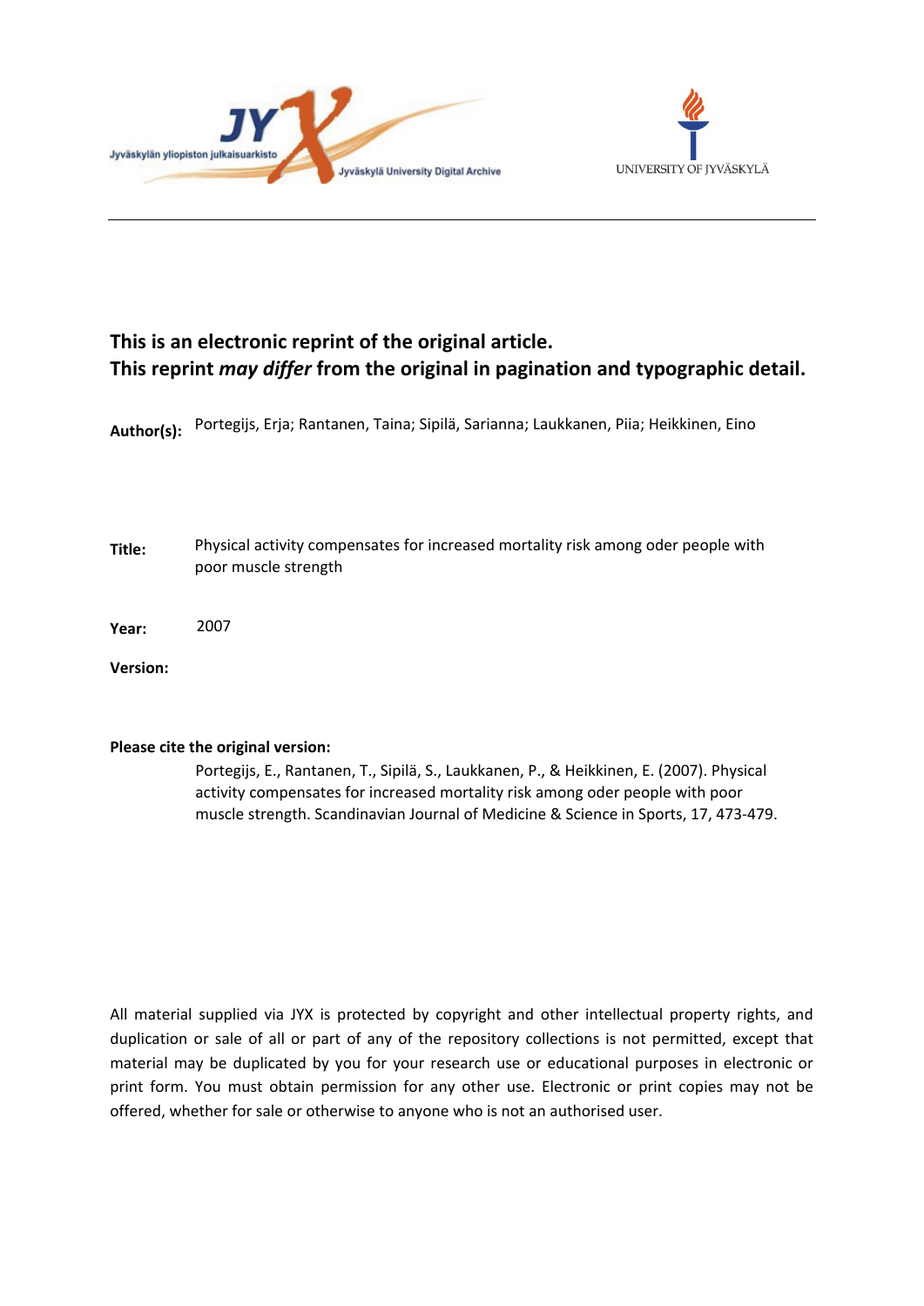**This is an electronic reprint of the original article.**
**This reprint *may differ* from the original in pagination and typographic detail.**

**Author(s):** Portegijs, Erja; Rantanen, Taina; Sipilä, Sarianna; Laukkanen, Piia; Heikkinen, Eino

**Title:** Physical activity compensates for increased mortality risk among oder people with poor muscle strength

**Year:** 2007

**Version:**

**Please cite the original version:**

Portegijs, E., Rantanen, T., Sipilä, S., Laukkanen, P., & Heikkinen, E. (2007). Physical activity compensates for increased mortality risk among oder people with poor muscle strength. Scandinavian Journal of Medicine & Science in Sports, 17, 473-479.

All material supplied via JYX is protected by copyright and other intellectual property rights, and duplication or sale of all or part of any of the repository collections is not permitted, except that material may be duplicated by you for your research use or educational purposes in electronic or print form. You must obtain permission for any other use. Electronic or print copies may not be offered, whether for sale or otherwise to anyone who is not an authorised user.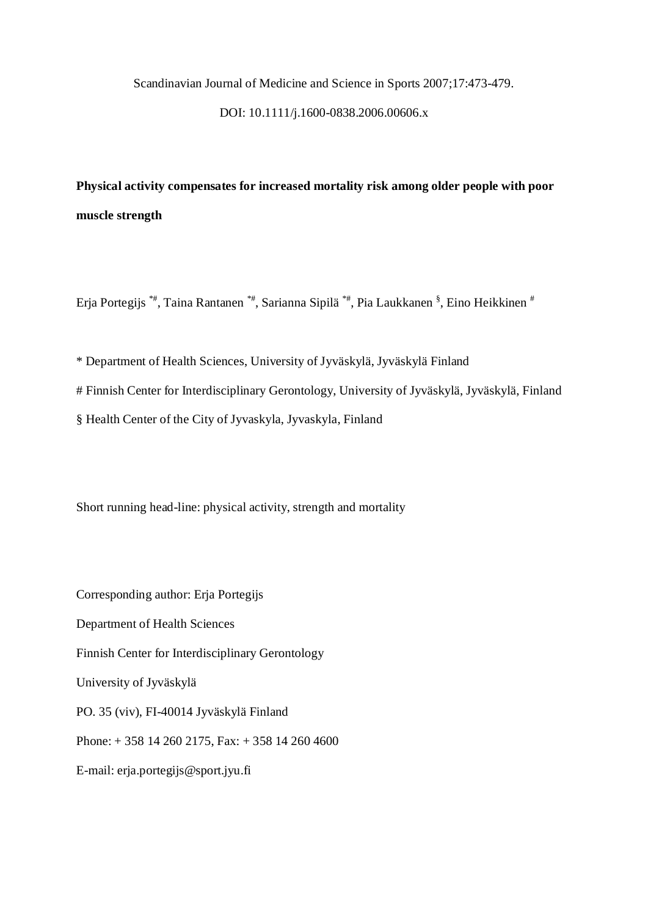Scandinavian Journal of Medicine and Science in Sports 2007;17:473-479.

DOI: 10.1111/j.1600-0838.2006.00606.x

**Physical activity compensates for increased mortality risk among older people with poor muscle strength**

Erja Portegijs [*#], Taina Rantanen [*#], Sarianna Sipilä [*#], Pia Laukkanen [§], Eino Heikkinen [#]

* Department of Health Sciences, University of Jyväskylä, Jyväskylä Finland

# Finnish Center for Interdisciplinary Gerontology, University of Jyväskylä, Jyväskylä, Finland

§ Health Center of the City of Jyvaskyla, Jyvaskyla, Finland

Short running head-line: physical activity, strength and mortality

Corresponding author: Erja Portegijs

Department of Health Sciences

Finnish Center for Interdisciplinary Gerontology

University of Jyväskylä

PO. 35 (viv), FI-40014 Jyväskylä Finland

Phone: + 358 14 260 2175, Fax: + 358 14 260 4600

E-mail: erja.portegijs@sport.jyu.fi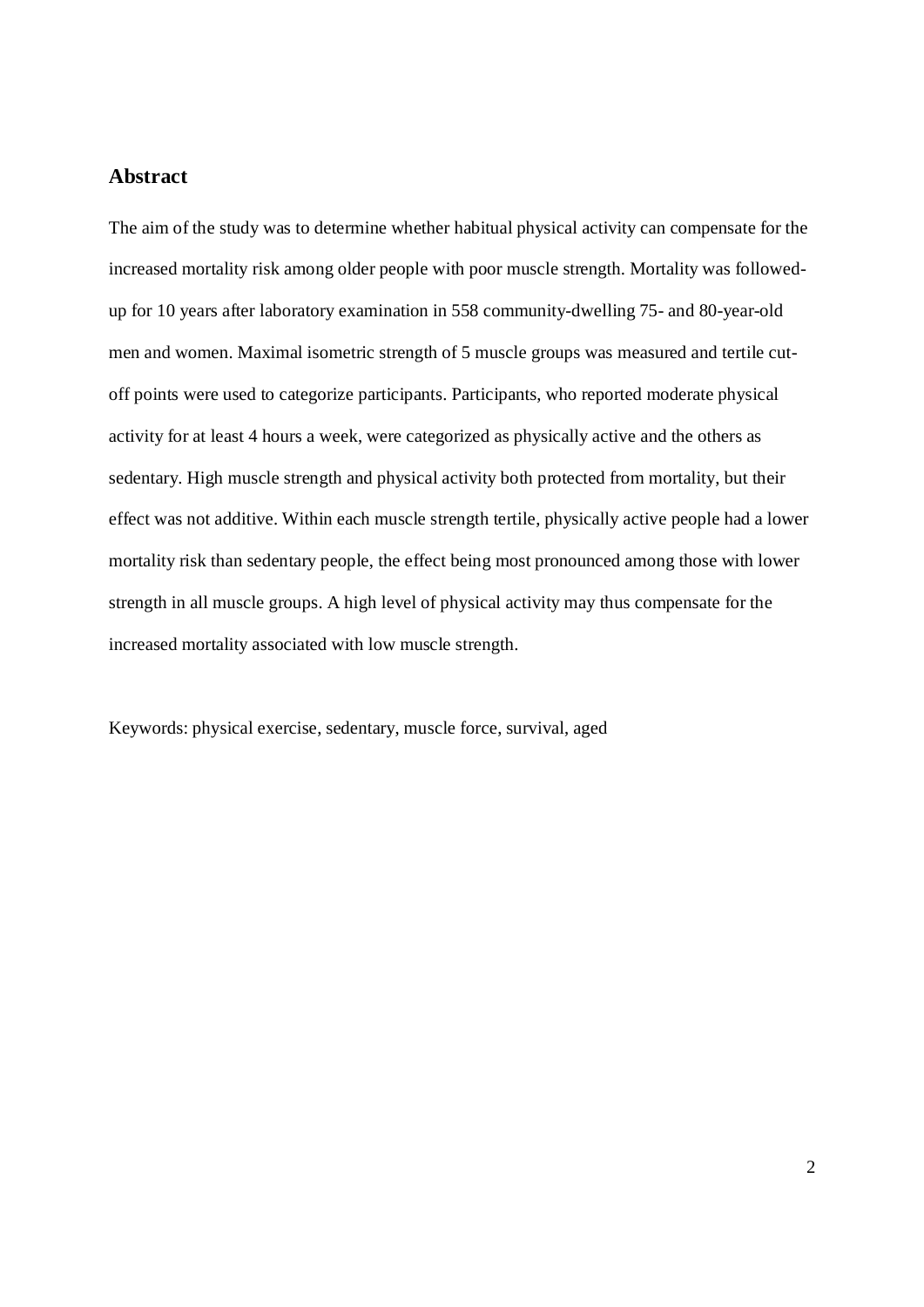## Abstract

The aim of the study was to determine whether habitual physical activity can compensate for the increased mortality risk among older people with poor muscle strength. Mortality was followed-up for 10 years after laboratory examination in 558 community-dwelling 75- and 80-year-old men and women. Maximal isometric strength of 5 muscle groups was measured and tertile cut-off points were used to categorize participants. Participants, who reported moderate physical activity for at least 4 hours a week, were categorized as physically active and the others as sedentary. High muscle strength and physical activity both protected from mortality, but their effect was not additive. Within each muscle strength tertile, physically active people had a lower mortality risk than sedentary people, the effect being most pronounced among those with lower strength in all muscle groups. A high level of physical activity may thus compensate for the increased mortality associated with low muscle strength.

Keywords: physical exercise, sedentary, muscle force, survival, aged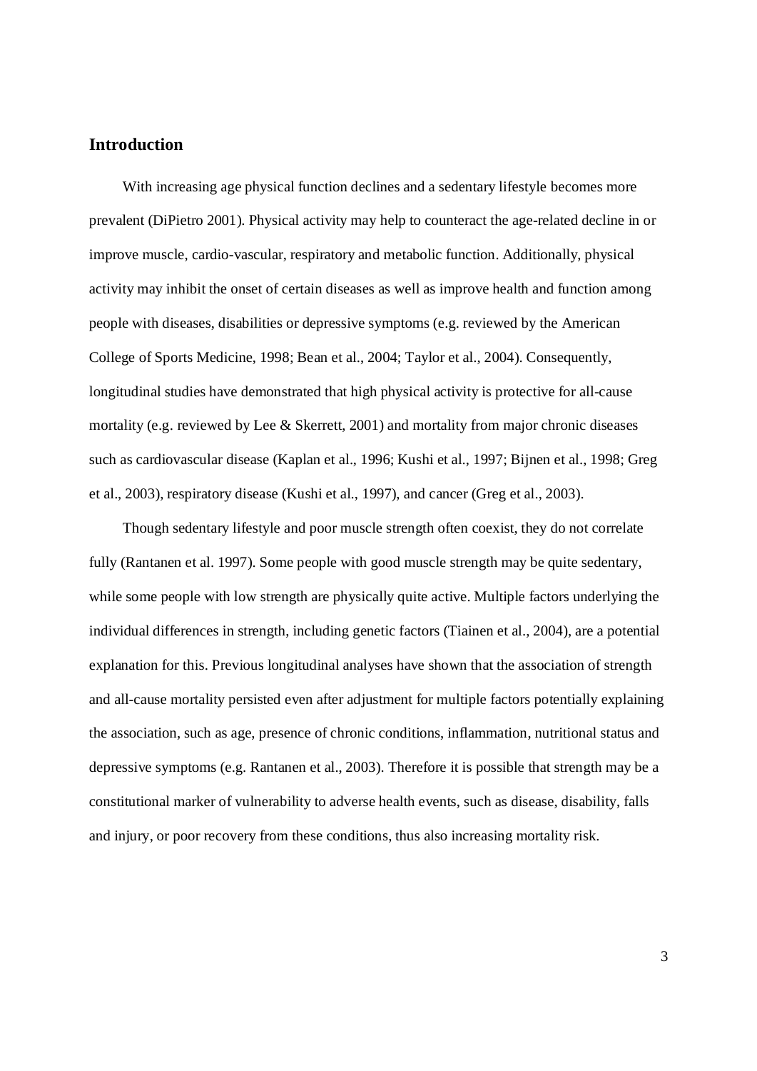## Introduction

With increasing age physical function declines and a sedentary lifestyle becomes more prevalent (DiPietro 2001). Physical activity may help to counteract the age-related decline in or improve muscle, cardio-vascular, respiratory and metabolic function. Additionally, physical activity may inhibit the onset of certain diseases as well as improve health and function among people with diseases, disabilities or depressive symptoms (e.g. reviewed by the American College of Sports Medicine, 1998; Bean et al., 2004; Taylor et al., 2004). Consequently, longitudinal studies have demonstrated that high physical activity is protective for all-cause mortality (e.g. reviewed by Lee & Skerrett, 2001) and mortality from major chronic diseases such as cardiovascular disease (Kaplan et al., 1996; Kushi et al., 1997; Bijnen et al., 1998; Greg et al., 2003), respiratory disease (Kushi et al., 1997), and cancer (Greg et al., 2003).

Though sedentary lifestyle and poor muscle strength often coexist, they do not correlate fully (Rantanen et al. 1997). Some people with good muscle strength may be quite sedentary, while some people with low strength are physically quite active. Multiple factors underlying the individual differences in strength, including genetic factors (Tiainen et al., 2004), are a potential explanation for this. Previous longitudinal analyses have shown that the association of strength and all-cause mortality persisted even after adjustment for multiple factors potentially explaining the association, such as age, presence of chronic conditions, inflammation, nutritional status and depressive symptoms (e.g. Rantanen et al., 2003). Therefore it is possible that strength may be a constitutional marker of vulnerability to adverse health events, such as disease, disability, falls and injury, or poor recovery from these conditions, thus also increasing mortality risk.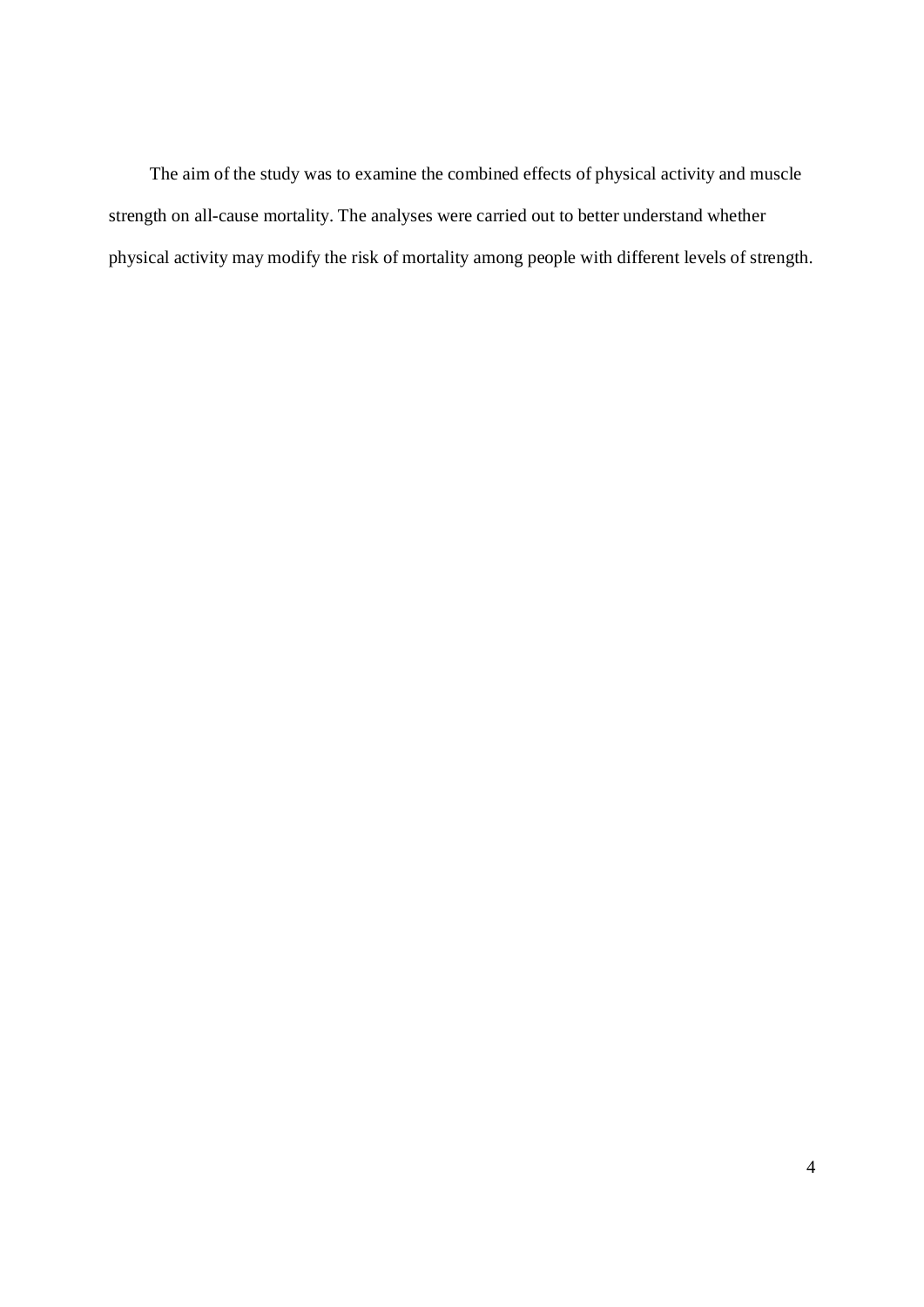The aim of the study was to examine the combined effects of physical activity and muscle strength on all-cause mortality. The analyses were carried out to better understand whether physical activity may modify the risk of mortality among people with different levels of strength.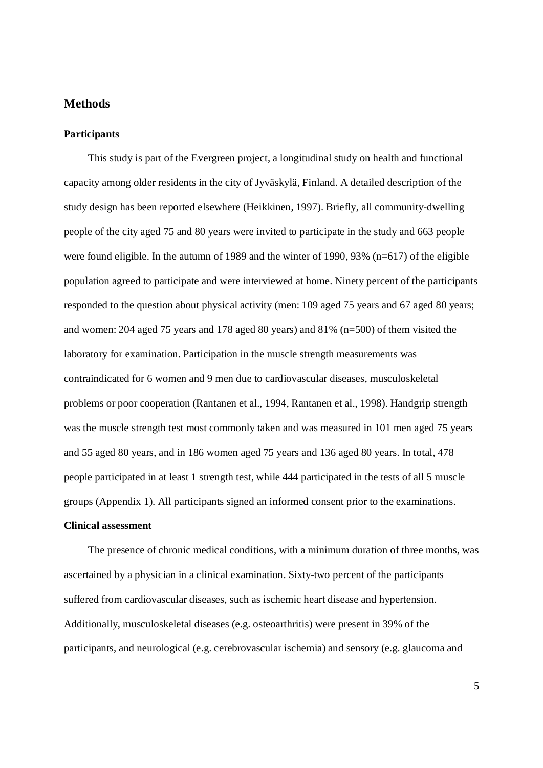## Methods

### Participants

This study is part of the Evergreen project, a longitudinal study on health and functional capacity among older residents in the city of Jyväskylä, Finland. A detailed description of the study design has been reported elsewhere (Heikkinen, 1997). Briefly, all community-dwelling people of the city aged 75 and 80 years were invited to participate in the study and 663 people were found eligible. In the autumn of 1989 and the winter of 1990, 93% (n=617) of the eligible population agreed to participate and were interviewed at home. Ninety percent of the participants responded to the question about physical activity (men: 109 aged 75 years and 67 aged 80 years; and women: 204 aged 75 years and 178 aged 80 years) and 81% (n=500) of them visited the laboratory for examination. Participation in the muscle strength measurements was contraindicated for 6 women and 9 men due to cardiovascular diseases, musculoskeletal problems or poor cooperation (Rantanen et al., 1994, Rantanen et al., 1998). Handgrip strength was the muscle strength test most commonly taken and was measured in 101 men aged 75 years and 55 aged 80 years, and in 186 women aged 75 years and 136 aged 80 years. In total, 478 people participated in at least 1 strength test, while 444 participated in the tests of all 5 muscle groups (Appendix 1). All participants signed an informed consent prior to the examinations.

### Clinical assessment

The presence of chronic medical conditions, with a minimum duration of three months, was ascertained by a physician in a clinical examination. Sixty-two percent of the participants suffered from cardiovascular diseases, such as ischemic heart disease and hypertension. Additionally, musculoskeletal diseases (e.g. osteoarthritis) were present in 39% of the participants, and neurological (e.g. cerebrovascular ischemia) and sensory (e.g. glaucoma and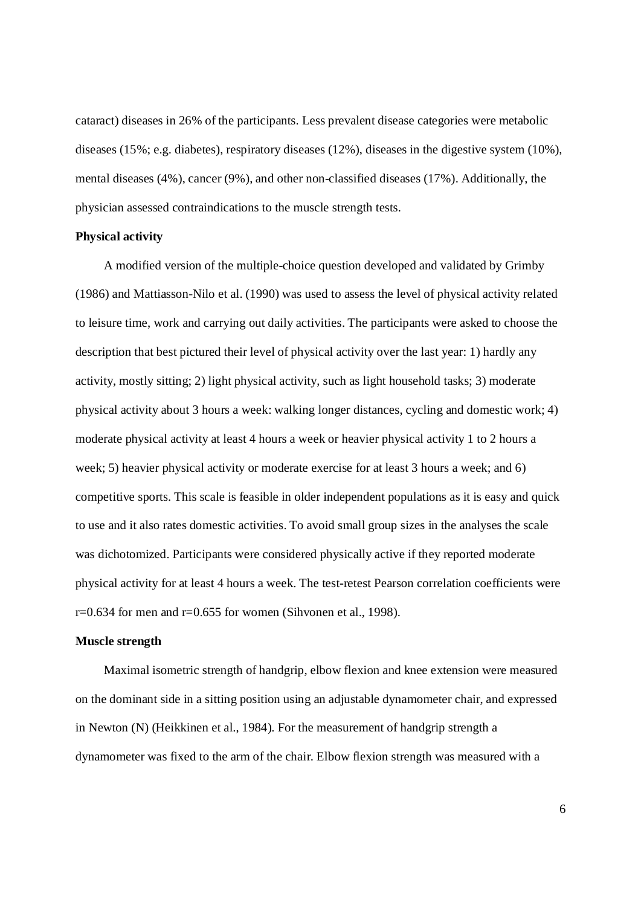cataract) diseases in 26% of the participants. Less prevalent disease categories were metabolic diseases (15%; e.g. diabetes), respiratory diseases (12%), diseases in the digestive system (10%), mental diseases (4%), cancer (9%), and other non-classified diseases (17%). Additionally, the physician assessed contraindications to the muscle strength tests.

**Physical activity**

A modified version of the multiple-choice question developed and validated by Grimby (1986) and Mattiasson-Nilo et al. (1990) was used to assess the level of physical activity related to leisure time, work and carrying out daily activities. The participants were asked to choose the description that best pictured their level of physical activity over the last year: 1) hardly any activity, mostly sitting; 2) light physical activity, such as light household tasks; 3) moderate physical activity about 3 hours a week: walking longer distances, cycling and domestic work; 4) moderate physical activity at least 4 hours a week or heavier physical activity 1 to 2 hours a week; 5) heavier physical activity or moderate exercise for at least 3 hours a week; and 6) competitive sports. This scale is feasible in older independent populations as it is easy and quick to use and it also rates domestic activities. To avoid small group sizes in the analyses the scale was dichotomized. Participants were considered physically active if they reported moderate physical activity for at least 4 hours a week. The test-retest Pearson correlation coefficients were $r=0.634$ for men and $r=0.655$ for women (Sihvonen et al., 1998).

**Muscle strength**

Maximal isometric strength of handgrip, elbow flexion and knee extension were measured on the dominant side in a sitting position using an adjustable dynamometer chair, and expressed in Newton (N) (Heikkinen et al., 1984). For the measurement of handgrip strength a dynamometer was fixed to the arm of the chair. Elbow flexion strength was measured with a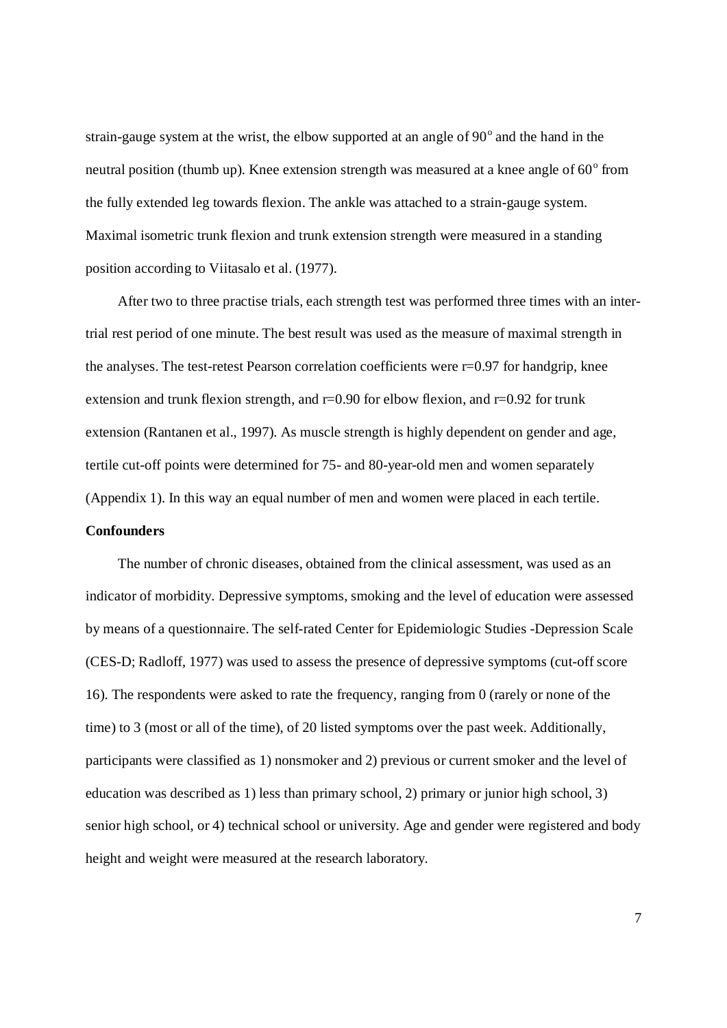strain-gauge system at the wrist, the elbow supported at an angle of 90° and the hand in the neutral position (thumb up). Knee extension strength was measured at a knee angle of 60° from the fully extended leg towards flexion. The ankle was attached to a strain-gauge system. Maximal isometric trunk flexion and trunk extension strength were measured in a standing position according to Viitasalo et al. (1977).

After two to three practise trials, each strength test was performed three times with an inter-trial rest period of one minute. The best result was used as the measure of maximal strength in the analyses. The test-retest Pearson correlation coefficients were $r=0.97$ for handgrip, knee extension and trunk flexion strength, and $r=0.90$ for elbow flexion, and $r=0.92$ for trunk extension (Rantanen et al., 1997). As muscle strength is highly dependent on gender and age, tertile cut-off points were determined for 75- and 80-year-old men and women separately (Appendix 1). In this way an equal number of men and women were placed in each tertile.

**Confounders**

The number of chronic diseases, obtained from the clinical assessment, was used as an indicator of morbidity. Depressive symptoms, smoking and the level of education were assessed by means of a questionnaire. The self-rated Center for Epidemiologic Studies -Depression Scale (CES-D; Radloff, 1977) was used to assess the presence of depressive symptoms (cut-off score 16). The respondents were asked to rate the frequency, ranging from 0 (rarely or none of the time) to 3 (most or all of the time), of 20 listed symptoms over the past week. Additionally, participants were classified as 1) nonsmoker and 2) previous or current smoker and the level of education was described as 1) less than primary school, 2) primary or junior high school, 3) senior high school, or 4) technical school or university. Age and gender were registered and body height and weight were measured at the research laboratory.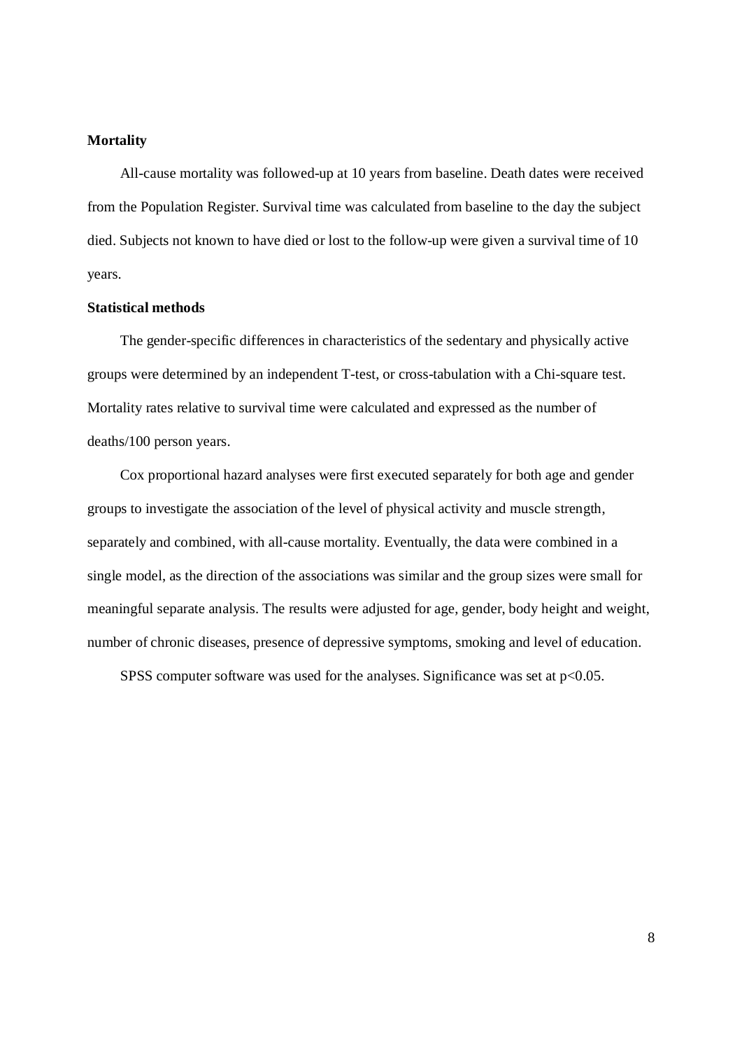**Mortality**

All-cause mortality was followed-up at 10 years from baseline. Death dates were received from the Population Register. Survival time was calculated from baseline to the day the subject died. Subjects not known to have died or lost to the follow-up were given a survival time of 10 years.

**Statistical methods**

The gender-specific differences in characteristics of the sedentary and physically active groups were determined by an independent T-test, or cross-tabulation with a Chi-square test. Mortality rates relative to survival time were calculated and expressed as the number of deaths/100 person years.

Cox proportional hazard analyses were first executed separately for both age and gender groups to investigate the association of the level of physical activity and muscle strength, separately and combined, with all-cause mortality. Eventually, the data were combined in a single model, as the direction of the associations was similar and the group sizes were small for meaningful separate analysis. The results were adjusted for age, gender, body height and weight, number of chronic diseases, presence of depressive symptoms, smoking and level of education.

SPSS computer software was used for the analyses. Significance was set at $p<0.05$.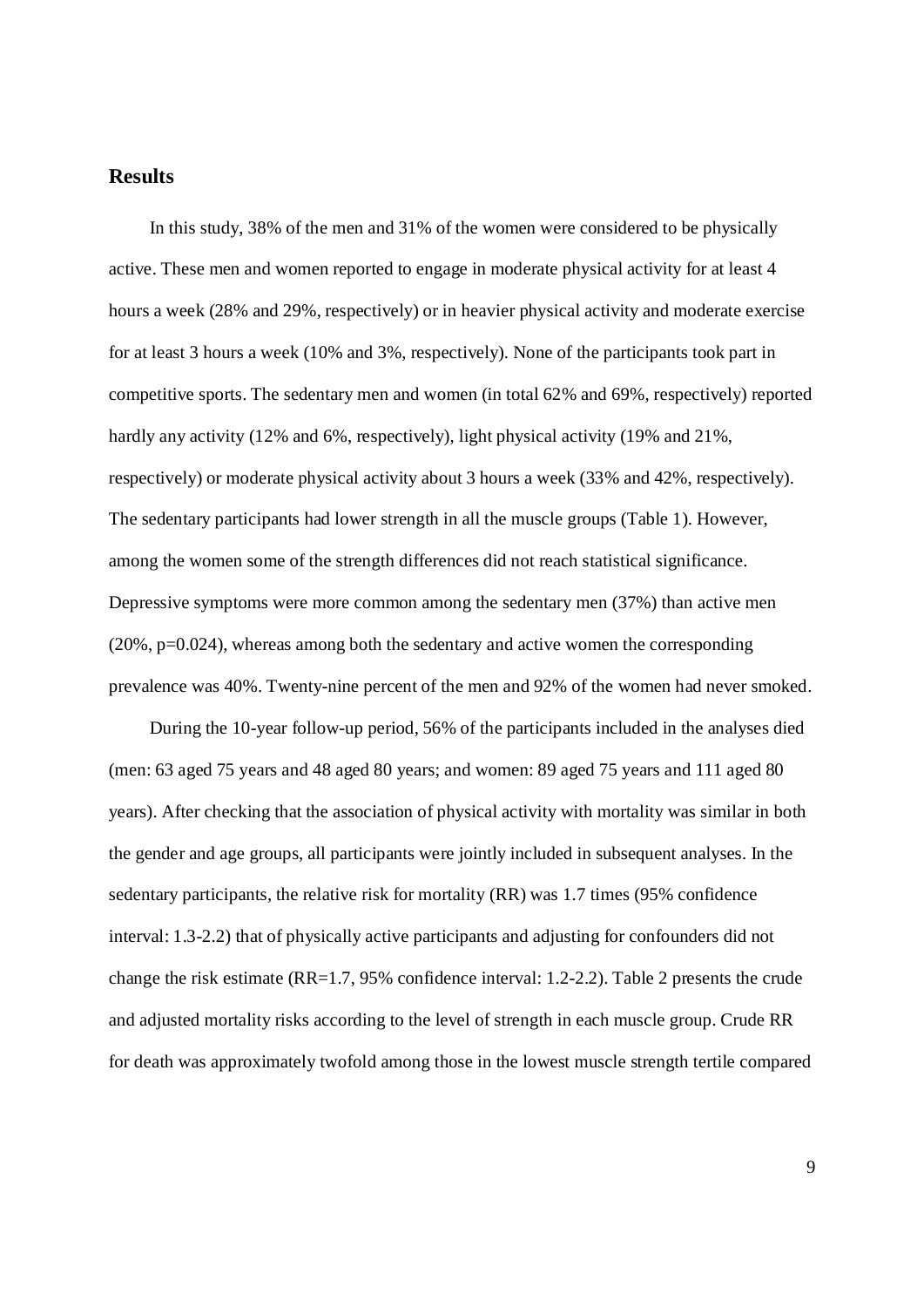## Results

In this study, 38% of the men and 31% of the women were considered to be physically active. These men and women reported to engage in moderate physical activity for at least 4 hours a week (28% and 29%, respectively) or in heavier physical activity and moderate exercise for at least 3 hours a week (10% and 3%, respectively). None of the participants took part in competitive sports. The sedentary men and women (in total 62% and 69%, respectively) reported hardly any activity (12% and 6%, respectively), light physical activity (19% and 21%, respectively) or moderate physical activity about 3 hours a week (33% and 42%, respectively). The sedentary participants had lower strength in all the muscle groups (Table 1). However, among the women some of the strength differences did not reach statistical significance. Depressive symptoms were more common among the sedentary men (37%) than active men (20%, $p=0.024$), whereas among both the sedentary and active women the corresponding prevalence was 40%. Twenty-nine percent of the men and 92% of the women had never smoked.

During the 10-year follow-up period, 56% of the participants included in the analyses died (men: 63 aged 75 years and 48 aged 80 years; and women: 89 aged 75 years and 111 aged 80 years). After checking that the association of physical activity with mortality was similar in both the gender and age groups, all participants were jointly included in subsequent analyses. In the sedentary participants, the relative risk for mortality (RR) was 1.7 times (95% confidence interval: 1.3-2.2) that of physically active participants and adjusting for confounders did not change the risk estimate (RR=1.7, 95% confidence interval: 1.2-2.2). Table 2 presents the crude and adjusted mortality risks according to the level of strength in each muscle group. Crude RR for death was approximately twofold among those in the lowest muscle strength tertile compared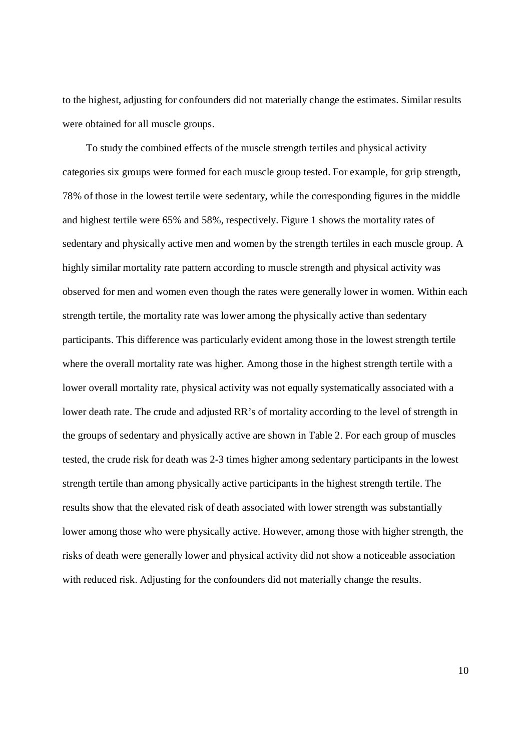to the highest, adjusting for confounders did not materially change the estimates. Similar results were obtained for all muscle groups.

To study the combined effects of the muscle strength tertiles and physical activity categories six groups were formed for each muscle group tested. For example, for grip strength, 78% of those in the lowest tertile were sedentary, while the corresponding figures in the middle and highest tertile were 65% and 58%, respectively. Figure 1 shows the mortality rates of sedentary and physically active men and women by the strength tertiles in each muscle group. A highly similar mortality rate pattern according to muscle strength and physical activity was observed for men and women even though the rates were generally lower in women. Within each strength tertile, the mortality rate was lower among the physically active than sedentary participants. This difference was particularly evident among those in the lowest strength tertile where the overall mortality rate was higher. Among those in the highest strength tertile with a lower overall mortality rate, physical activity was not equally systematically associated with a lower death rate. The crude and adjusted RR's of mortality according to the level of strength in the groups of sedentary and physically active are shown in Table 2. For each group of muscles tested, the crude risk for death was 2-3 times higher among sedentary participants in the lowest strength tertile than among physically active participants in the highest strength tertile. The results show that the elevated risk of death associated with lower strength was substantially lower among those who were physically active. However, among those with higher strength, the risks of death were generally lower and physical activity did not show a noticeable association with reduced risk. Adjusting for the confounders did not materially change the results.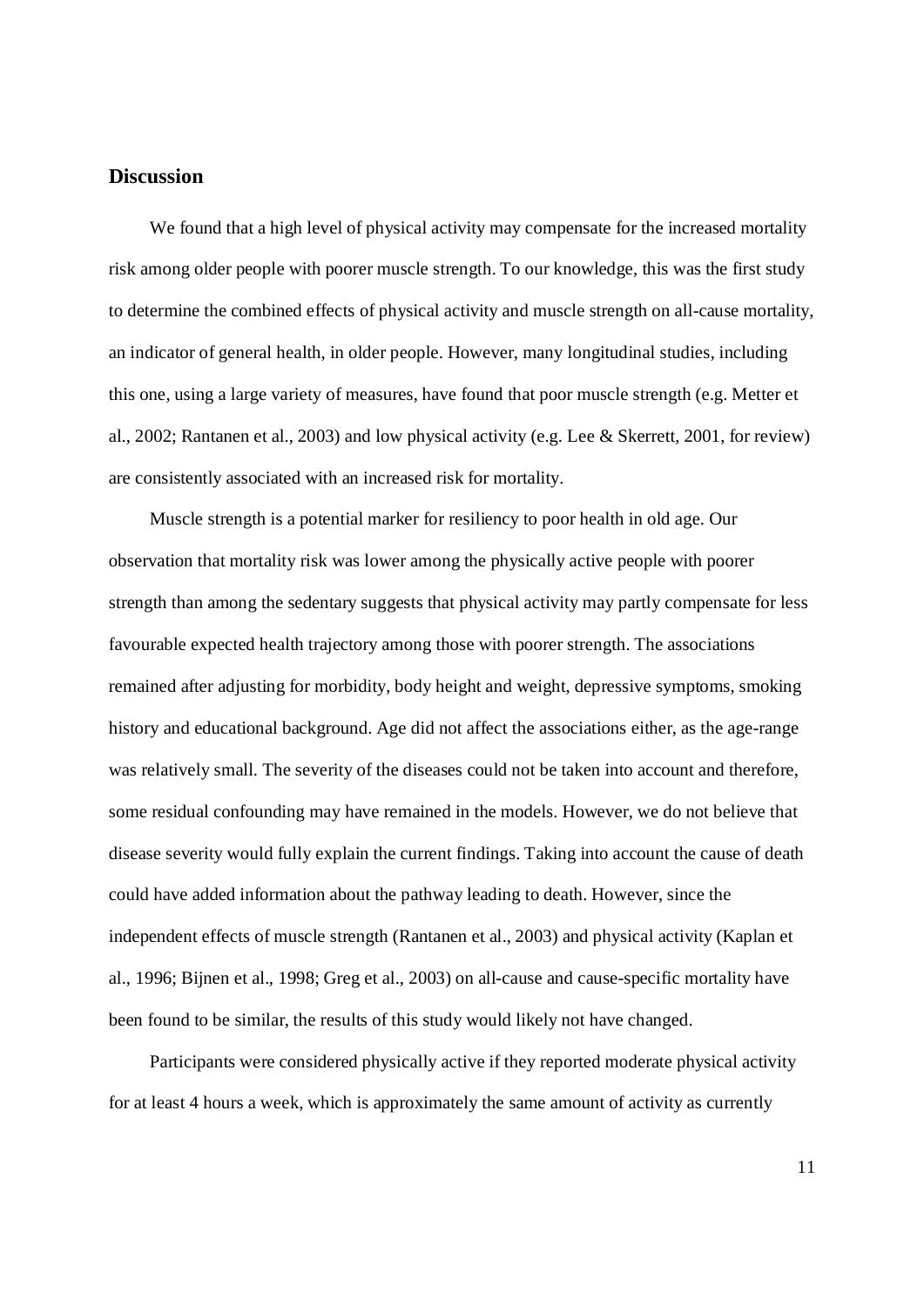## Discussion

We found that a high level of physical activity may compensate for the increased mortality risk among older people with poorer muscle strength. To our knowledge, this was the first study to determine the combined effects of physical activity and muscle strength on all-cause mortality, an indicator of general health, in older people. However, many longitudinal studies, including this one, using a large variety of measures, have found that poor muscle strength (e.g. Metter et al., 2002; Rantanen et al., 2003) and low physical activity (e.g. Lee & Skerrett, 2001, for review) are consistently associated with an increased risk for mortality.

Muscle strength is a potential marker for resiliency to poor health in old age. Our observation that mortality risk was lower among the physically active people with poorer strength than among the sedentary suggests that physical activity may partly compensate for less favourable expected health trajectory among those with poorer strength. The associations remained after adjusting for morbidity, body height and weight, depressive symptoms, smoking history and educational background. Age did not affect the associations either, as the age-range was relatively small. The severity of the diseases could not be taken into account and therefore, some residual confounding may have remained in the models. However, we do not believe that disease severity would fully explain the current findings. Taking into account the cause of death could have added information about the pathway leading to death. However, since the independent effects of muscle strength (Rantanen et al., 2003) and physical activity (Kaplan et al., 1996; Bijnen et al., 1998; Greg et al., 2003) on all-cause and cause-specific mortality have been found to be similar, the results of this study would likely not have changed.

Participants were considered physically active if they reported moderate physical activity for at least 4 hours a week, which is approximately the same amount of activity as currently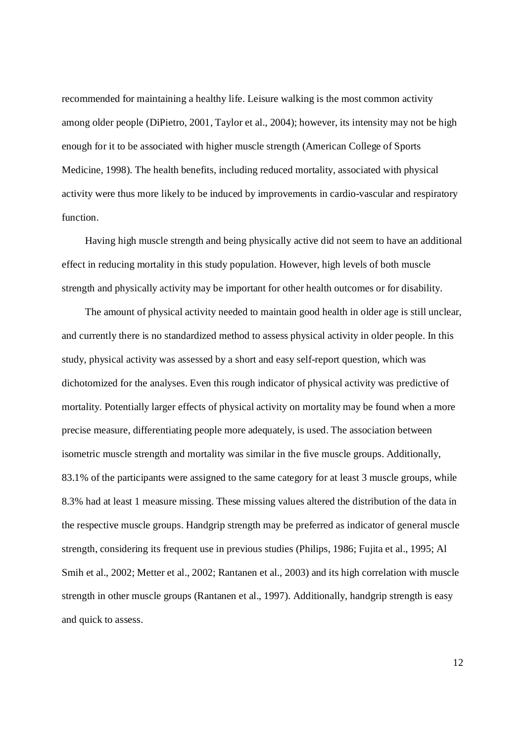recommended for maintaining a healthy life. Leisure walking is the most common activity among older people (DiPietro, 2001, Taylor et al., 2004); however, its intensity may not be high enough for it to be associated with higher muscle strength (American College of Sports Medicine, 1998). The health benefits, including reduced mortality, associated with physical activity were thus more likely to be induced by improvements in cardio-vascular and respiratory function.

Having high muscle strength and being physically active did not seem to have an additional effect in reducing mortality in this study population. However, high levels of both muscle strength and physically activity may be important for other health outcomes or for disability.

The amount of physical activity needed to maintain good health in older age is still unclear, and currently there is no standardized method to assess physical activity in older people. In this study, physical activity was assessed by a short and easy self-report question, which was dichotomized for the analyses. Even this rough indicator of physical activity was predictive of mortality. Potentially larger effects of physical activity on mortality may be found when a more precise measure, differentiating people more adequately, is used. The association between isometric muscle strength and mortality was similar in the five muscle groups. Additionally, 83.1% of the participants were assigned to the same category for at least 3 muscle groups, while 8.3% had at least 1 measure missing. These missing values altered the distribution of the data in the respective muscle groups. Handgrip strength may be preferred as indicator of general muscle strength, considering its frequent use in previous studies (Philips, 1986; Fujita et al., 1995; Al Smih et al., 2002; Metter et al., 2002; Rantanen et al., 2003) and its high correlation with muscle strength in other muscle groups (Rantanen et al., 1997). Additionally, handgrip strength is easy and quick to assess.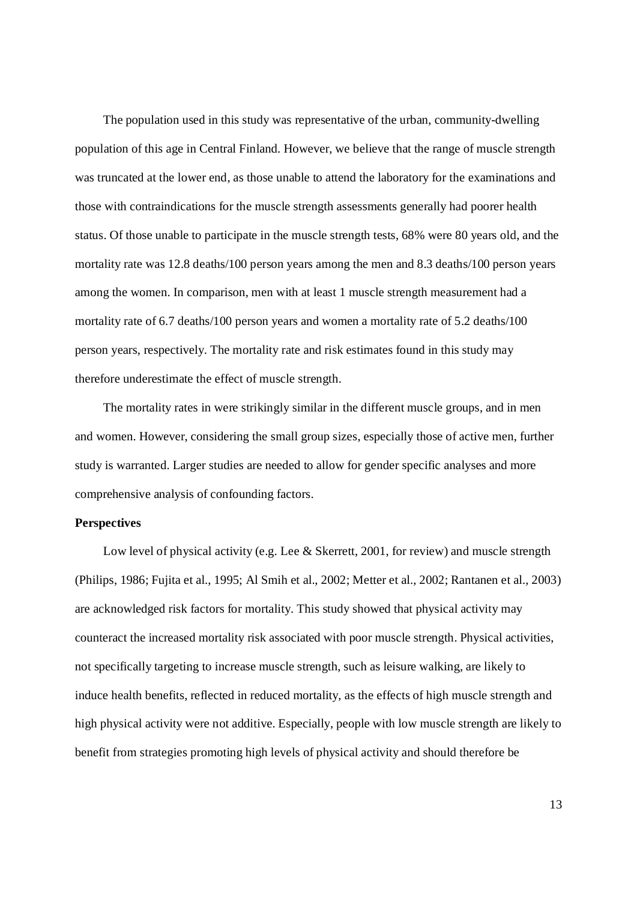The population used in this study was representative of the urban, community-dwelling population of this age in Central Finland. However, we believe that the range of muscle strength was truncated at the lower end, as those unable to attend the laboratory for the examinations and those with contraindications for the muscle strength assessments generally had poorer health status. Of those unable to participate in the muscle strength tests, 68% were 80 years old, and the mortality rate was 12.8 deaths/100 person years among the men and 8.3 deaths/100 person years among the women. In comparison, men with at least 1 muscle strength measurement had a mortality rate of 6.7 deaths/100 person years and women a mortality rate of 5.2 deaths/100 person years, respectively. The mortality rate and risk estimates found in this study may therefore underestimate the effect of muscle strength.

The mortality rates in were strikingly similar in the different muscle groups, and in men and women. However, considering the small group sizes, especially those of active men, further study is warranted. Larger studies are needed to allow for gender specific analyses and more comprehensive analysis of confounding factors.

**Perspectives**

Low level of physical activity (e.g. Lee & Skerrett, 2001, for review) and muscle strength (Philips, 1986; Fujita et al., 1995; Al Smih et al., 2002; Metter et al., 2002; Rantanen et al., 2003) are acknowledged risk factors for mortality. This study showed that physical activity may counteract the increased mortality risk associated with poor muscle strength. Physical activities, not specifically targeting to increase muscle strength, such as leisure walking, are likely to induce health benefits, reflected in reduced mortality, as the effects of high muscle strength and high physical activity were not additive. Especially, people with low muscle strength are likely to benefit from strategies promoting high levels of physical activity and should therefore be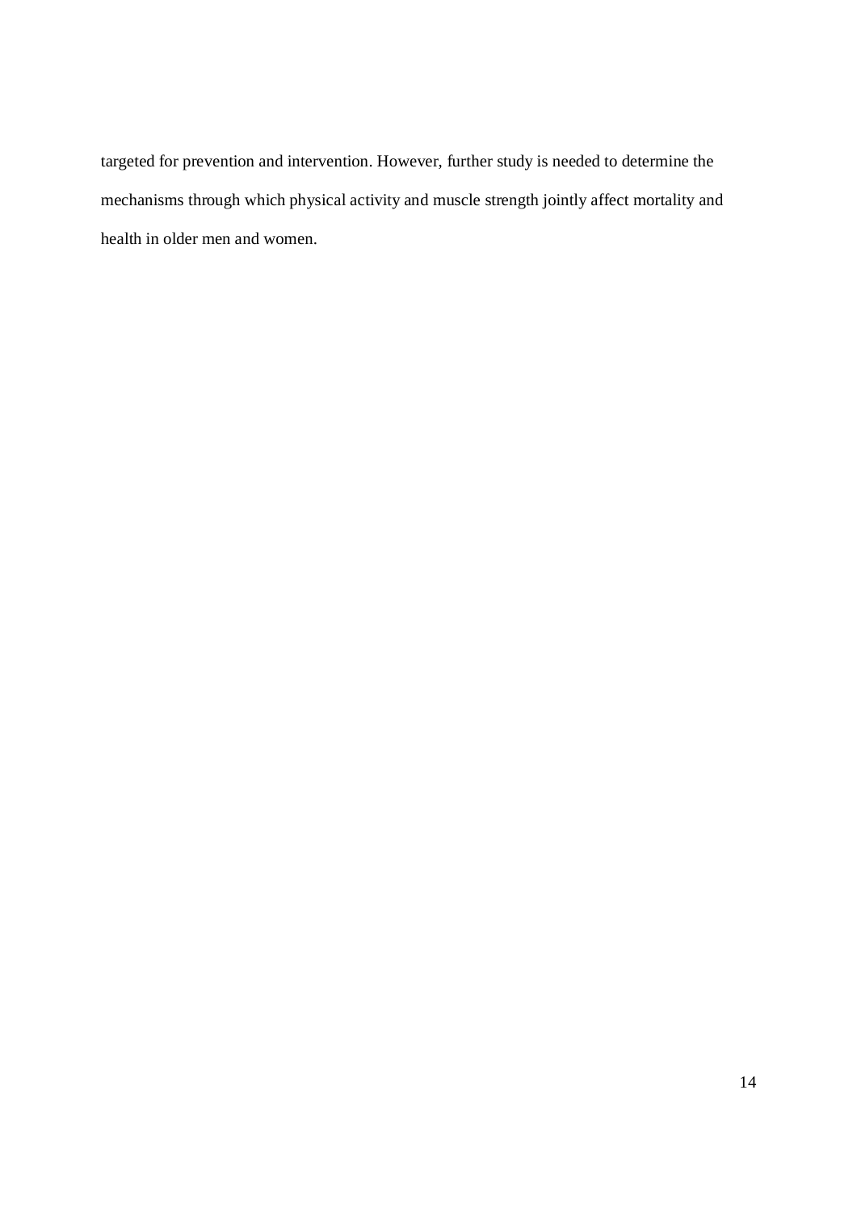targeted for prevention and intervention. However, further study is needed to determine the mechanisms through which physical activity and muscle strength jointly affect mortality and health in older men and women.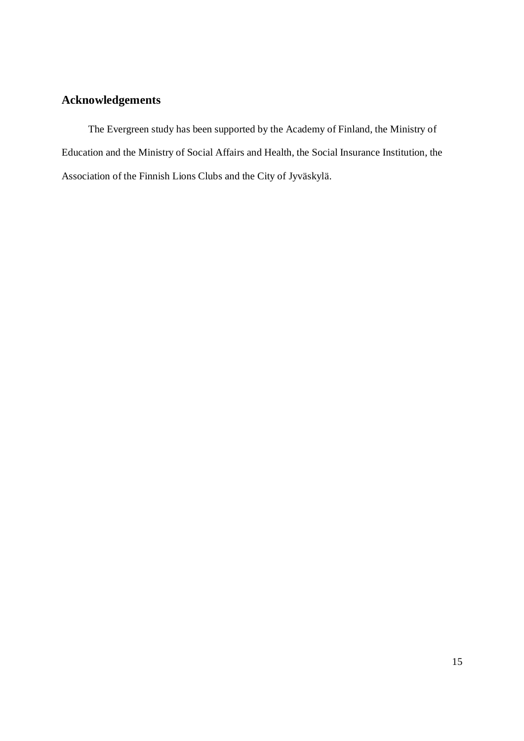## Acknowledgements

The Evergreen study has been supported by the Academy of Finland, the Ministry of Education and the Ministry of Social Affairs and Health, the Social Insurance Institution, the Association of the Finnish Lions Clubs and the City of Jyväskylä.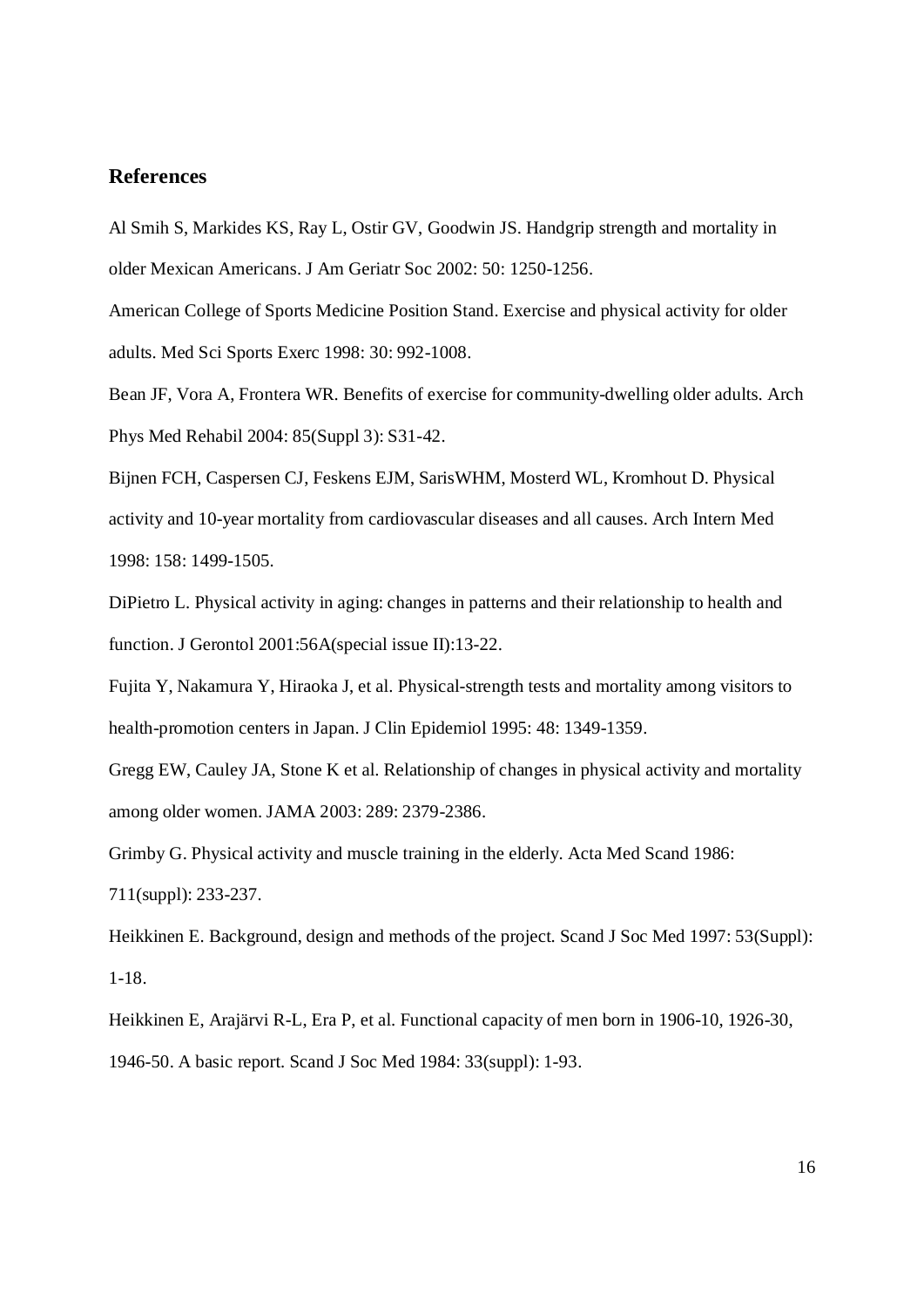## References

Al Smih S, Markides KS, Ray L, Ostir GV, Goodwin JS. Handgrip strength and mortality in older Mexican Americans. J Am Geriatr Soc 2002: 50: 1250-1256.

American College of Sports Medicine Position Stand. Exercise and physical activity for older adults. Med Sci Sports Exerc 1998: 30: 992-1008.

Bean JF, Vora A, Frontera WR. Benefits of exercise for community-dwelling older adults. Arch Phys Med Rehabil 2004: 85(Suppl 3): S31-42.

Bijnen FCH, Caspersen CJ, Feskens EJM, SarisWHM, Mosterd WL, Kromhout D. Physical activity and 10-year mortality from cardiovascular diseases and all causes. Arch Intern Med 1998: 158: 1499-1505.

DiPietro L. Physical activity in aging: changes in patterns and their relationship to health and function. J Gerontol 2001:56A(special issue II):13-22.

Fujita Y, Nakamura Y, Hiraoka J, et al. Physical-strength tests and mortality among visitors to health-promotion centers in Japan. J Clin Epidemiol 1995: 48: 1349-1359.

Gregg EW, Cauley JA, Stone K et al. Relationship of changes in physical activity and mortality among older women. JAMA 2003: 289: 2379-2386.

Grimby G. Physical activity and muscle training in the elderly. Acta Med Scand 1986: 711(suppl): 233-237.

Heikkinen E. Background, design and methods of the project. Scand J Soc Med 1997: 53(Suppl): 1-18.

Heikkinen E, Arajärvi R-L, Era P, et al. Functional capacity of men born in 1906-10, 1926-30, 1946-50. A basic report. Scand J Soc Med 1984: 33(suppl): 1-93.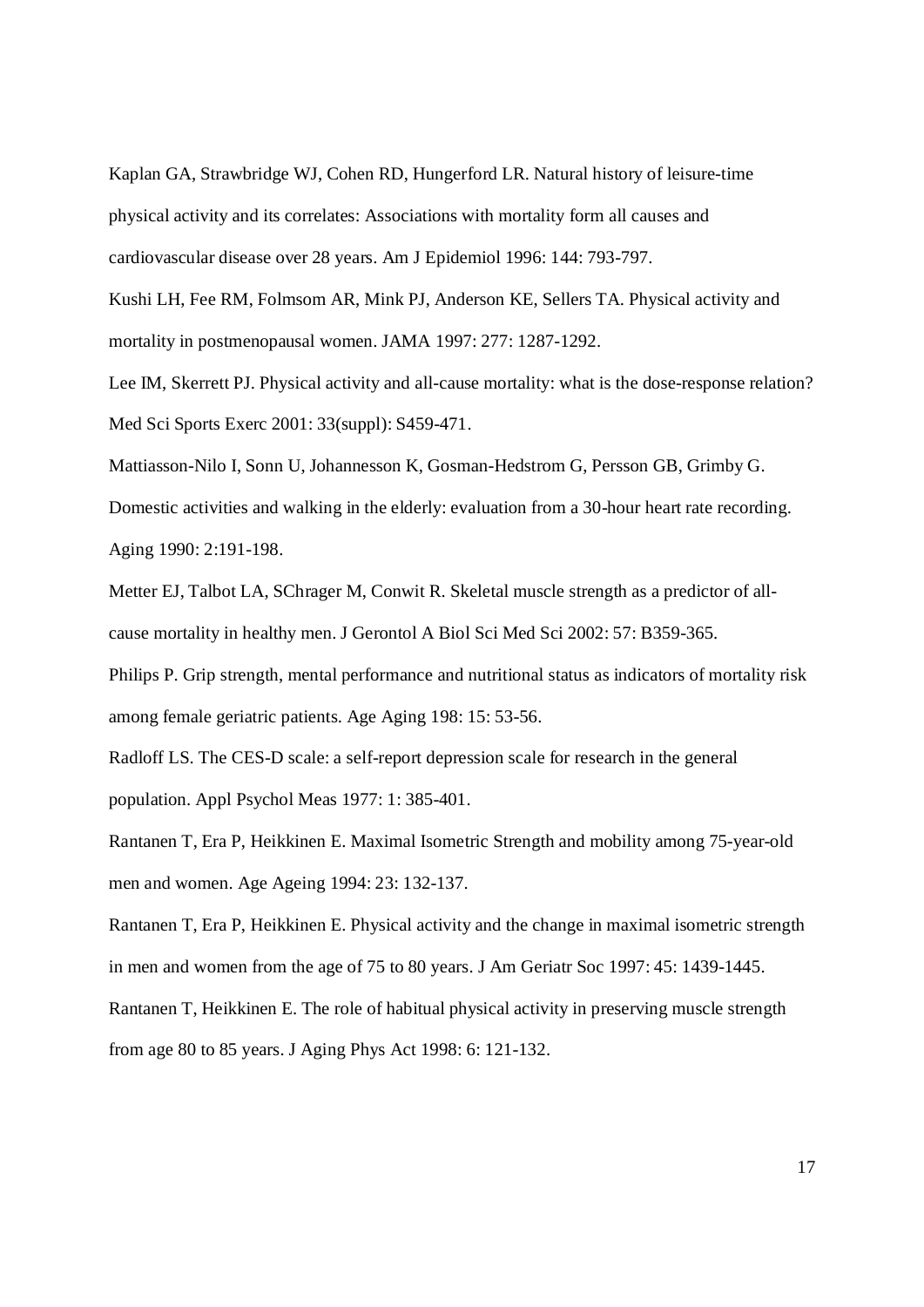Kaplan GA, Strawbridge WJ, Cohen RD, Hungerford LR. Natural history of leisure-time physical activity and its correlates: Associations with mortality form all causes and cardiovascular disease over 28 years. Am J Epidemiol 1996: 144: 793-797.

Kushi LH, Fee RM, Folmsom AR, Mink PJ, Anderson KE, Sellers TA. Physical activity and mortality in postmenopausal women. JAMA 1997: 277: 1287-1292.

Lee IM, Skerrett PJ. Physical activity and all-cause mortality: what is the dose-response relation? Med Sci Sports Exerc 2001: 33(suppl): S459-471.

Mattiasson-Nilo I, Sonn U, Johannesson K, Gosman-Hedstrom G, Persson GB, Grimby G. Domestic activities and walking in the elderly: evaluation from a 30-hour heart rate recording. Aging 1990: 2:191-198.

Metter EJ, Talbot LA, SChrager M, Conwit R. Skeletal muscle strength as a predictor of all-cause mortality in healthy men. J Gerontol A Biol Sci Med Sci 2002: 57: B359-365.

Philips P. Grip strength, mental performance and nutritional status as indicators of mortality risk among female geriatric patients. Age Aging 198: 15: 53-56.

Radloff LS. The CES-D scale: a self-report depression scale for research in the general population. Appl Psychol Meas 1977: 1: 385-401.

Rantanen T, Era P, Heikkinen E. Maximal Isometric Strength and mobility among 75-year-old men and women. Age Ageing 1994: 23: 132-137.

Rantanen T, Era P, Heikkinen E. Physical activity and the change in maximal isometric strength in men and women from the age of 75 to 80 years. J Am Geriatr Soc 1997: 45: 1439-1445.

Rantanen T, Heikkinen E. The role of habitual physical activity in preserving muscle strength from age 80 to 85 years. J Aging Phys Act 1998: 6: 121-132.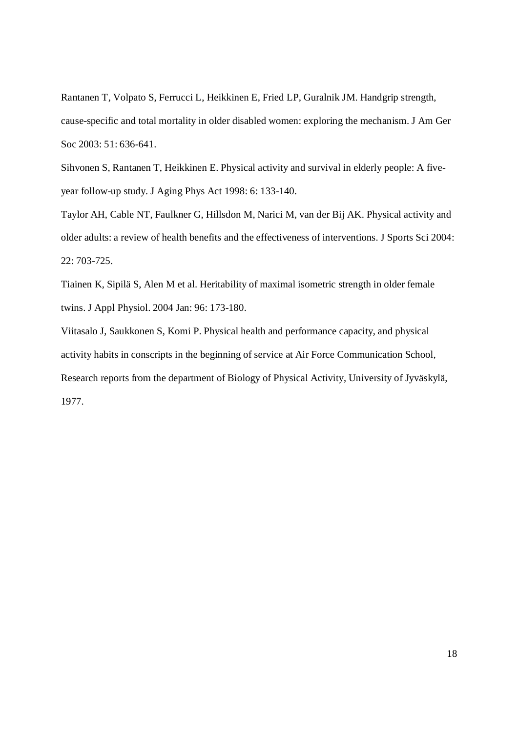Rantanen T, Volpato S, Ferrucci L, Heikkinen E, Fried LP, Guralnik JM. Handgrip strength, cause-specific and total mortality in older disabled women: exploring the mechanism. J Am Ger Soc 2003: 51: 636-641.

Sihvonen S, Rantanen T, Heikkinen E. Physical activity and survival in elderly people: A five-year follow-up study. J Aging Phys Act 1998: 6: 133-140.

Taylor AH, Cable NT, Faulkner G, Hillsdon M, Narici M, van der Bij AK. Physical activity and older adults: a review of health benefits and the effectiveness of interventions. J Sports Sci 2004: 22: 703-725.

Tiainen K, Sipilä S, Alen M et al. Heritability of maximal isometric strength in older female twins. J Appl Physiol. 2004 Jan: 96: 173-180.

Viitasalo J, Saukkonen S, Komi P. Physical health and performance capacity, and physical activity habits in conscripts in the beginning of service at Air Force Communication School, Research reports from the department of Biology of Physical Activity, University of Jyväskylä, 1977.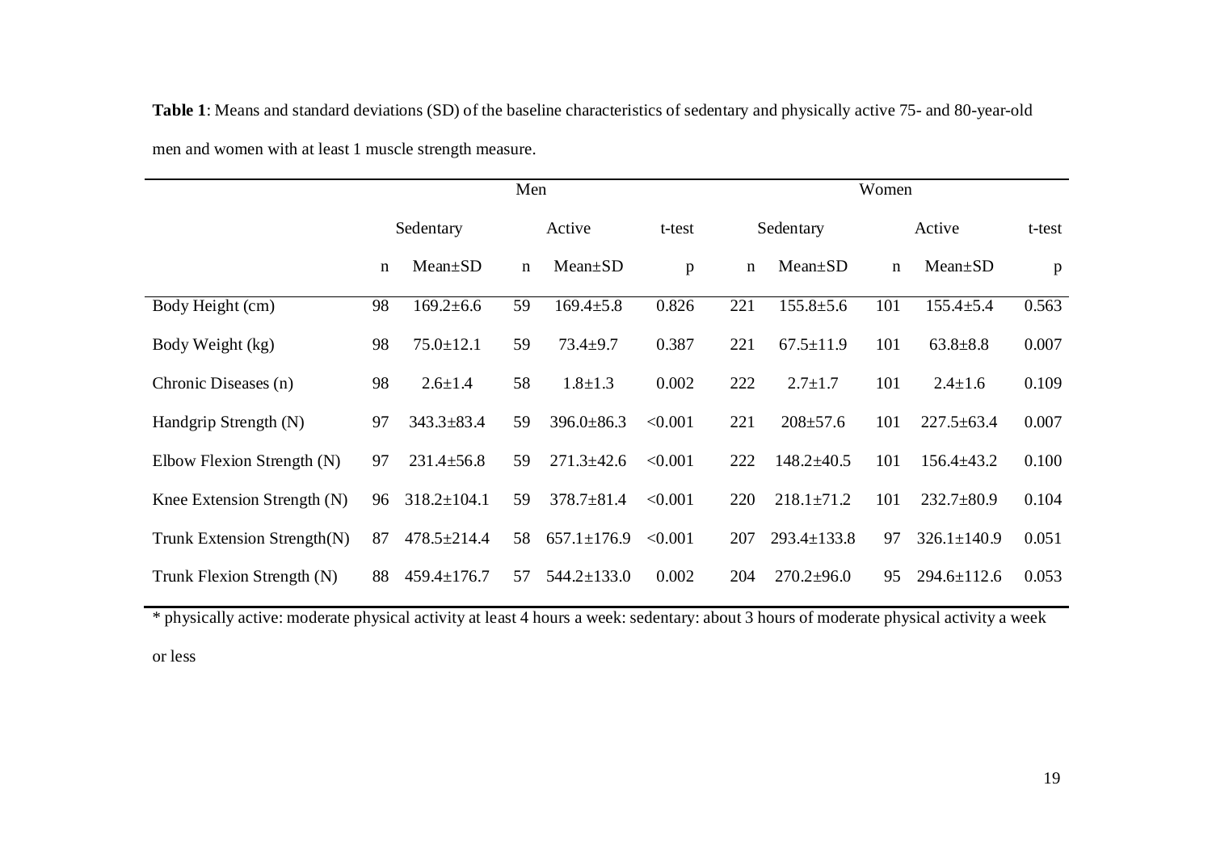**Table 1**: Means and standard deviations (SD) of the baseline characteristics of sedentary and physically active 75- and 80-year-old men and women with at least 1 muscle strength measure.

| | Men | | | | | Women | | | | |
|---|---|---|---|---|---|---|---|---|---|---|
| | Sedentary | | Active | | t-test | Sedentary | | Active | | t-test |
| | n | Mean±SD | n | Mean±SD | p | n | Mean±SD | n | Mean±SD | p |
| Body Height (cm) | 98 | 169.2±6.6 | 59 | 169.4±5.8 | 0.826 | 221 | 155.8±5.6 | 101 | 155.4±5.4 | 0.563 |
| Body Weight (kg) | 98 | 75.0±12.1 | 59 | 73.4±9.7 | 0.387 | 221 | 67.5±11.9 | 101 | 63.8±8.8 | 0.007 |
| Chronic Diseases (n) | 98 | 2.6±1.4 | 58 | 1.8±1.3 | 0.002 | 222 | 2.7±1.7 | 101 | 2.4±1.6 | 0.109 |
| Handgrip Strength (N) | 97 | 343.3±83.4 | 59 | 396.0±86.3 | <0.001 | 221 | 208±57.6 | 101 | 227.5±63.4 | 0.007 |
| Elbow Flexion Strength (N) | 97 | 231.4±56.8 | 59 | 271.3±42.6 | <0.001 | 222 | 148.2±40.5 | 101 | 156.4±43.2 | 0.100 |
| Knee Extension Strength (N) | 96 | 318.2±104.1 | 59 | 378.7±81.4 | <0.001 | 220 | 218.1±71.2 | 101 | 232.7±80.9 | 0.104 |
| Trunk Extension Strength(N) | 87 | 478.5±214.4 | 58 | 657.1±176.9 | <0.001 | 207 | 293.4±133.8 | 97 | 326.1±140.9 | 0.051 |
| Trunk Flexion Strength (N) | 88 | 459.4±176.7 | 57 | 544.2±133.0 | 0.002 | 204 | 270.2±96.0 | 95 | 294.6±112.6 | 0.053 |

* physically active: moderate physical activity at least 4 hours a week: sedentary: about 3 hours of moderate physical activity a week or less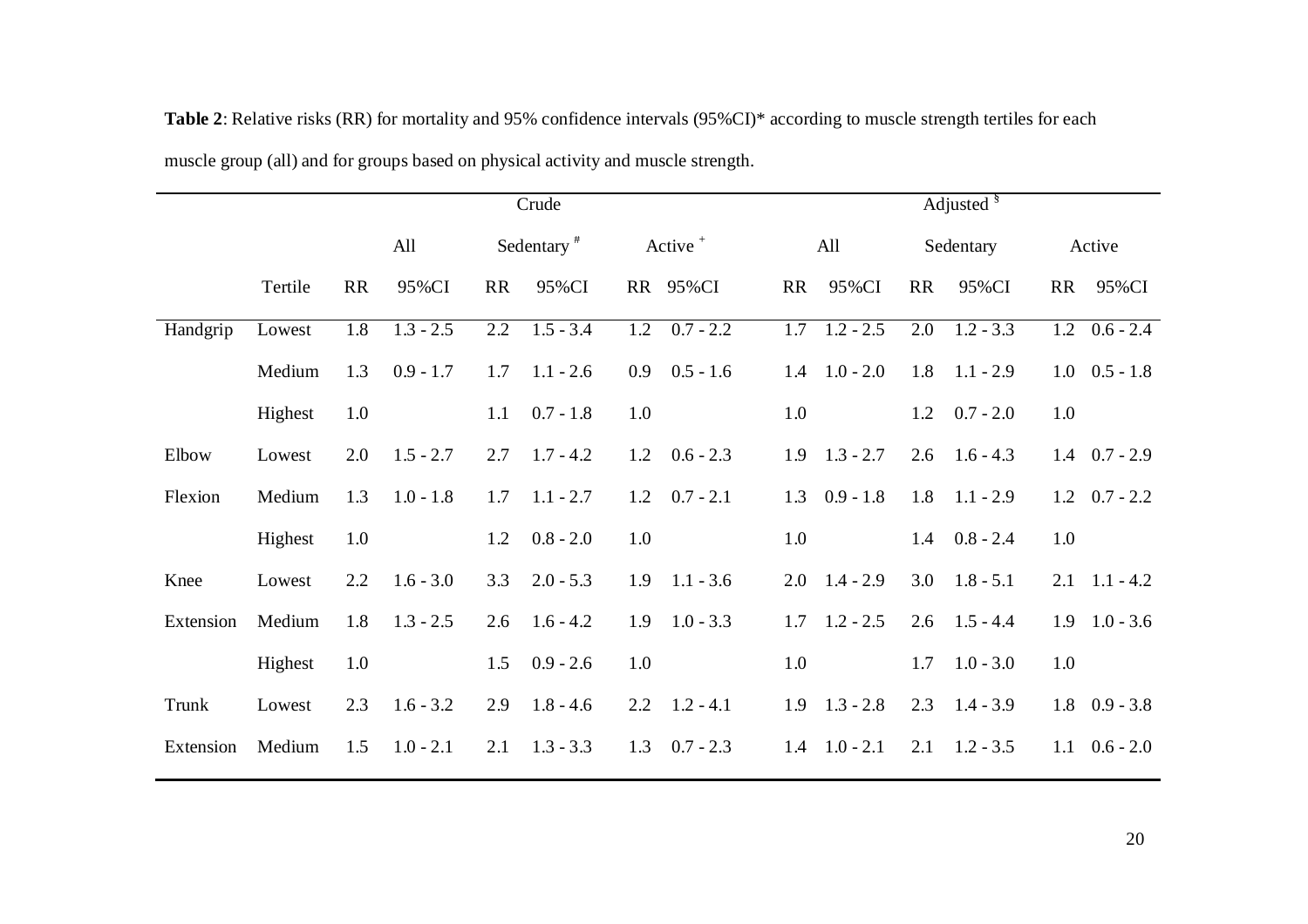**Table 2**: Relative risks (RR) for mortality and 95% confidence intervals (95%CI)* according to muscle strength tertiles for each muscle group (all) and for groups based on physical activity and muscle strength.

| | | Crude | | | | | | Adjusted § | | | | | |
|---|---|---|---|---|---|---|---|---|---|---|---|---|---|
| | | All | | Sedentary # | | Active + | | All | | Sedentary | | Active | |
| | Tertile | RR | 95%CI | RR | 95%CI | RR | 95%CI | RR | 95%CI | RR | 95%CI | RR | 95%CI |
| Handgrip | Lowest | 1.8 | 1.3 - 2.5 | 2.2 | 1.5 - 3.4 | 1.2 | 0.7 - 2.2 | 1.7 | 1.2 - 2.5 | 2.0 | 1.2 - 3.3 | 1.2 | 0.6 - 2.4 |
| | Medium | 1.3 | 0.9 - 1.7 | 1.7 | 1.1 - 2.6 | 0.9 | 0.5 - 1.6 | 1.4 | 1.0 - 2.0 | 1.8 | 1.1 - 2.9 | 1.0 | 0.5 - 1.8 |
| | Highest | 1.0 | | 1.1 | 0.7 - 1.8 | 1.0 | | 1.0 | | 1.2 | 0.7 - 2.0 | 1.0 | |
| Elbow Flexion | Lowest | 2.0 | 1.5 - 2.7 | 2.7 | 1.7 - 4.2 | 1.2 | 0.6 - 2.3 | 1.9 | 1.3 - 2.7 | 2.6 | 1.6 - 4.3 | 1.4 | 0.7 - 2.9 |
| | Medium | 1.3 | 1.0 - 1.8 | 1.7 | 1.1 - 2.7 | 1.2 | 0.7 - 2.1 | 1.3 | 0.9 - 1.8 | 1.8 | 1.1 - 2.9 | 1.2 | 0.7 - 2.2 |
| | Highest | 1.0 | | 1.2 | 0.8 - 2.0 | 1.0 | | 1.0 | | 1.4 | 0.8 - 2.4 | 1.0 | |
| Knee Extension | Lowest | 2.2 | 1.6 - 3.0 | 3.3 | 2.0 - 5.3 | 1.9 | 1.1 - 3.6 | 2.0 | 1.4 - 2.9 | 3.0 | 1.8 - 5.1 | 2.1 | 1.1 - 4.2 |
| | Medium | 1.8 | 1.3 - 2.5 | 2.6 | 1.6 - 4.2 | 1.9 | 1.0 - 3.3 | 1.7 | 1.2 - 2.5 | 2.6 | 1.5 - 4.4 | 1.9 | 1.0 - 3.6 |
| | Highest | 1.0 | | 1.5 | 0.9 - 2.6 | 1.0 | | 1.0 | | 1.7 | 1.0 - 3.0 | 1.0 | |
| Trunk Extension | Lowest | 2.3 | 1.6 - 3.2 | 2.9 | 1.8 - 4.6 | 2.2 | 1.2 - 4.1 | 1.9 | 1.3 - 2.8 | 2.3 | 1.4 - 3.9 | 1.8 | 0.9 - 3.8 |
| | Medium | 1.5 | 1.0 - 2.1 | 2.1 | 1.3 - 3.3 | 1.3 | 0.7 - 2.3 | 1.4 | 1.0 - 2.1 | 2.1 | 1.2 - 3.5 | 1.1 | 0.6 - 2.0 |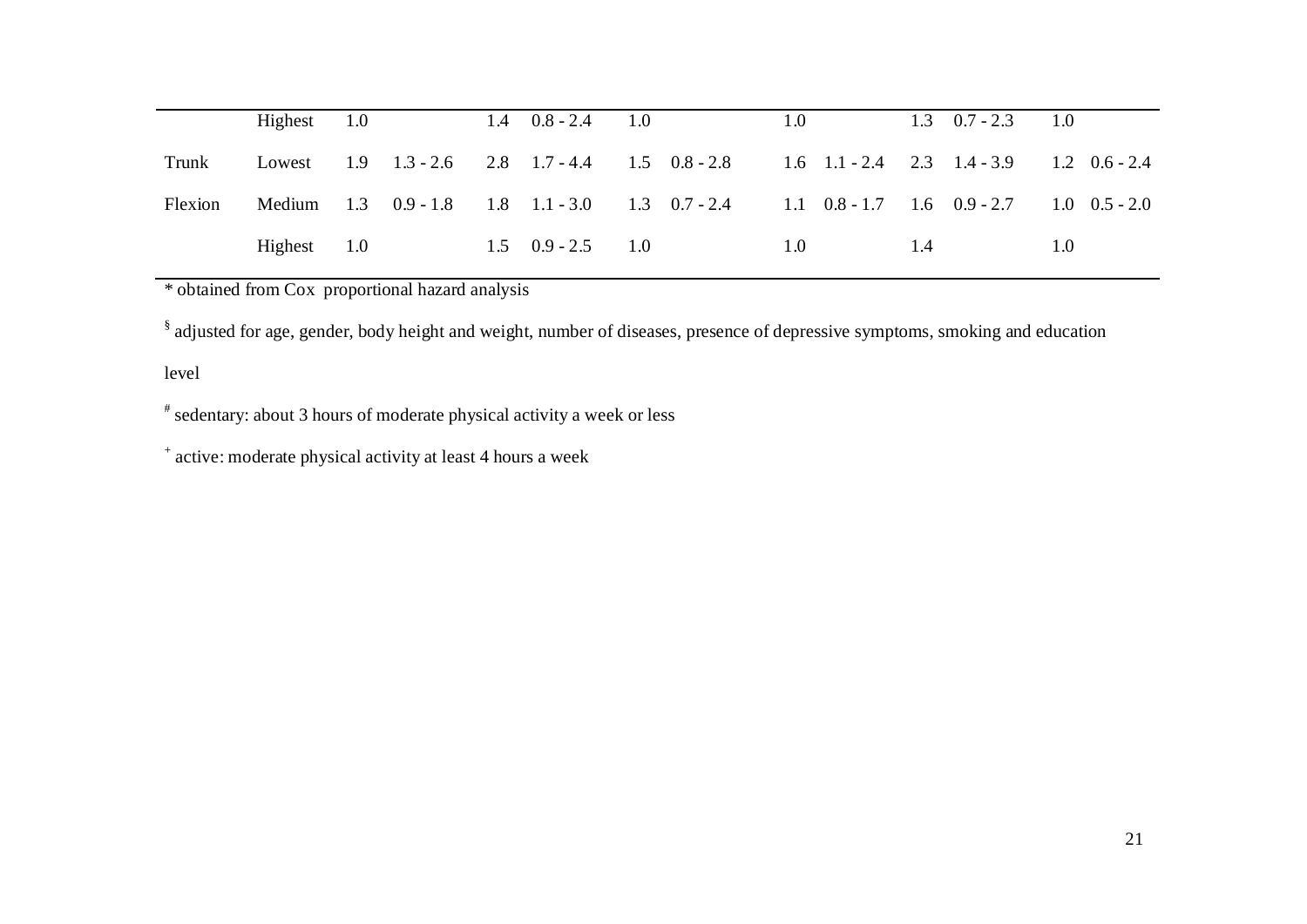| | | | | | | | | | | | | | |
|---|---|---|---|---|---|---|---|---|---|---|---|---|---|
| | Highest | 1.0 | | 1.4 | 0.8 - 2.4 | 1.0 | | 1.0 | | 1.3 | 0.7 - 2.3 | 1.0 | |
| Trunk | Lowest | 1.9 | 1.3 - 2.6 | 2.8 | 1.7 - 4.4 | 1.5 | 0.8 - 2.8 | 1.6 | 1.1 - 2.4 | 2.3 | 1.4 - 3.9 | 1.2 | 0.6 - 2.4 |
| Flexion | Medium | 1.3 | 0.9 - 1.8 | 1.8 | 1.1 - 3.0 | 1.3 | 0.7 - 2.4 | 1.1 | 0.8 - 1.7 | 1.6 | 0.9 - 2.7 | 1.0 | 0.5 - 2.0 |
| | Highest | 1.0 | | 1.5 | 0.9 - 2.5 | 1.0 | | 1.0 | | 1.4 | | 1.0 | |

* obtained from Cox proportional hazard analysis

§ adjusted for age, gender, body height and weight, number of diseases, presence of depressive symptoms, smoking and education level

# sedentary: about 3 hours of moderate physical activity a week or less

+ active: moderate physical activity at least 4 hours a week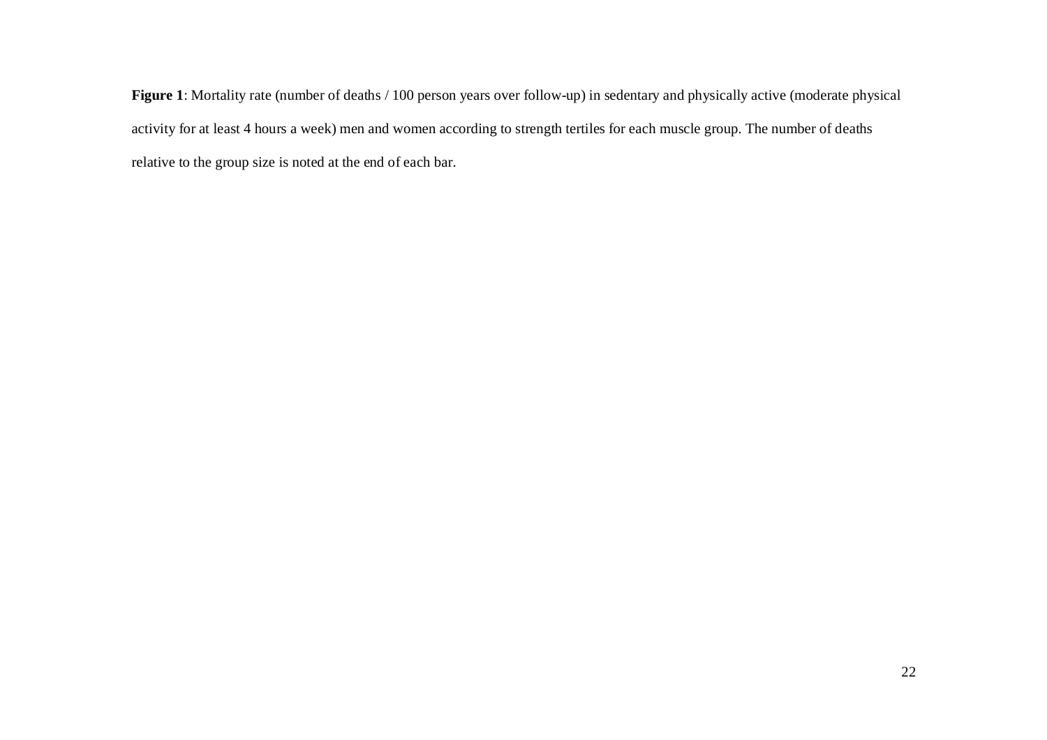**Figure 1**: Mortality rate (number of deaths / 100 person years over follow-up) in sedentary and physically active (moderate physical activity for at least 4 hours a week) men and women according to strength tertiles for each muscle group. The number of deaths relative to the group size is noted at the end of each bar.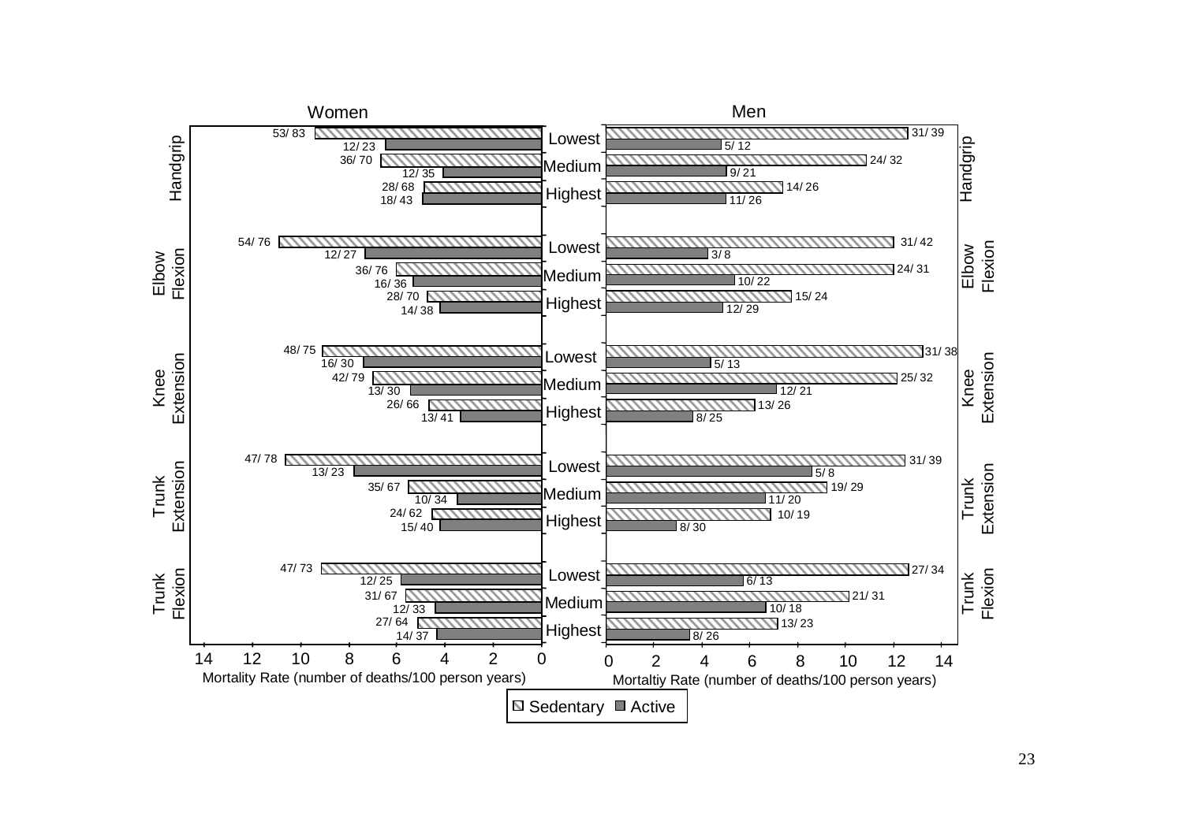| Strength measure | Level | Women Sedentary | Women Active | Men Sedentary | Men Active |
|---|---|---|---|---|---|
| Handgrip | Lowest | 53/ 83 | 12/ 23 | 31/ 39 | 5/ 12 |
| Handgrip | Medium | 36/ 70 | 12/ 35 | 24/ 32 | 9/ 21 |
| Handgrip | Highest | 28/ 68 | 18/ 43 | 14/ 26 | 11/ 26 |
| Elbow Flexion | Lowest | 54/ 76 | 12/ 27 | 31/ 42 | 3/ 8 |
| Elbow Flexion | Medium | 36/ 76 | 16/ 36 | 24/ 31 | 10/ 22 |
| Elbow Flexion | Highest | 28/ 70 | 14/ 38 | 15/ 24 | 12/ 29 |
| Knee Extension | Lowest | 48/ 75 | 16/ 30 | 31/ 38 | 5/ 13 |
| Knee Extension | Medium | 42/ 79 | 13/ 30 | 25/ 32 | 12/ 21 |
| Knee Extension | Highest | 26/ 66 | 13/ 41 | 13/ 26 | 8/ 25 |
| Trunk Extension | Lowest | 47/ 78 | 13/ 23 | 31/ 39 | 5/ 8 |
| Trunk Extension | Medium | 35/ 67 | 10/ 34 | 19/ 29 | 11/ 20 |
| Trunk Extension | Highest | 24/ 62 | 15/ 40 | 10/ 19 | 8/ 30 |
| Trunk Flexion | Lowest | 47/ 73 | 12/ 25 | 27/ 34 | 6/ 13 |
| Trunk Flexion | Medium | 31/ 67 | 12/ 33 | 21/ 31 | 10/ 18 |
| Trunk Flexion | Highest | 27/ 64 | 14/ 37 | 13/ 23 | 8/ 26 |

Women: Mortality Rate (number of deaths/100 person years)

Men: Mortaltiy Rate (number of deaths/100 person years)

Legend: Sedentary, Active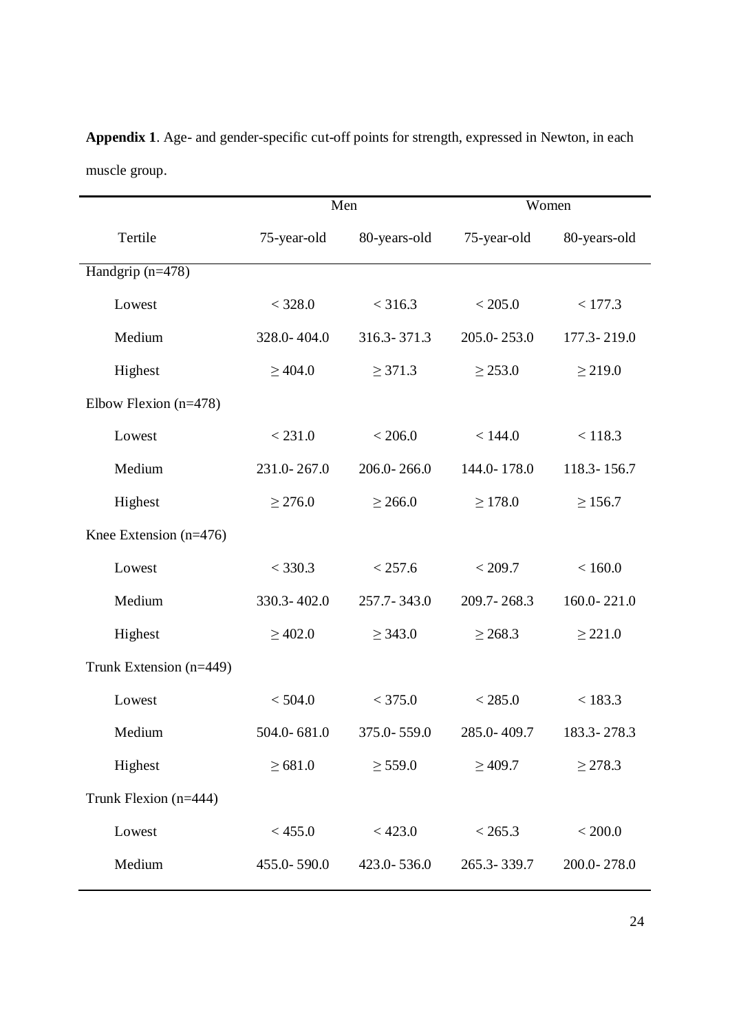**Appendix 1**. Age- and gender-specific cut-off points for strength, expressed in Newton, in each muscle group.

| | Men | | Women | |
|---|---|---|---|---|
| Tertile | 75-year-old | 80-years-old | 75-year-old | 80-years-old |
| Handgrip (n=478) | | | | |
| Lowest | < 328.0 | < 316.3 | < 205.0 | < 177.3 |
| Medium | 328.0- 404.0 | 316.3- 371.3 | 205.0- 253.0 | 177.3- 219.0 |
| Highest | ≥ 404.0 | ≥ 371.3 | ≥ 253.0 | ≥ 219.0 |
| Elbow Flexion (n=478) | | | | |
| Lowest | < 231.0 | < 206.0 | < 144.0 | < 118.3 |
| Medium | 231.0- 267.0 | 206.0- 266.0 | 144.0- 178.0 | 118.3- 156.7 |
| Highest | ≥ 276.0 | ≥ 266.0 | ≥ 178.0 | ≥ 156.7 |
| Knee Extension (n=476) | | | | |
| Lowest | < 330.3 | < 257.6 | < 209.7 | < 160.0 |
| Medium | 330.3- 402.0 | 257.7- 343.0 | 209.7- 268.3 | 160.0- 221.0 |
| Highest | ≥ 402.0 | ≥ 343.0 | ≥ 268.3 | ≥ 221.0 |
| Trunk Extension (n=449) | | | | |
| Lowest | < 504.0 | < 375.0 | < 285.0 | < 183.3 |
| Medium | 504.0- 681.0 | 375.0- 559.0 | 285.0- 409.7 | 183.3- 278.3 |
| Highest | ≥ 681.0 | ≥ 559.0 | ≥ 409.7 | ≥ 278.3 |
| Trunk Flexion (n=444) | | | | |
| Lowest | < 455.0 | < 423.0 | < 265.3 | < 200.0 |
| Medium | 455.0- 590.0 | 423.0- 536.0 | 265.3- 339.7 | 200.0- 278.0 |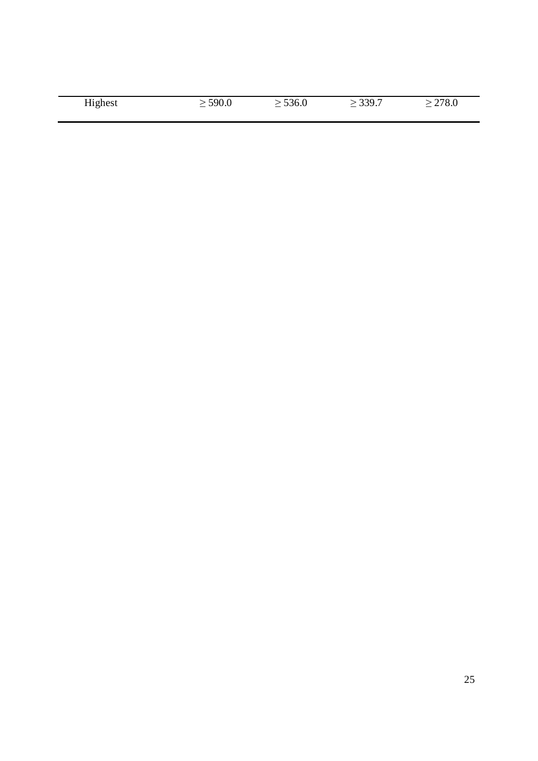| | | | | |
|---|---|---|---|---|
| Highest | ≥ 590.0 | ≥ 536.0 | ≥ 339.7 | ≥ 278.0 |